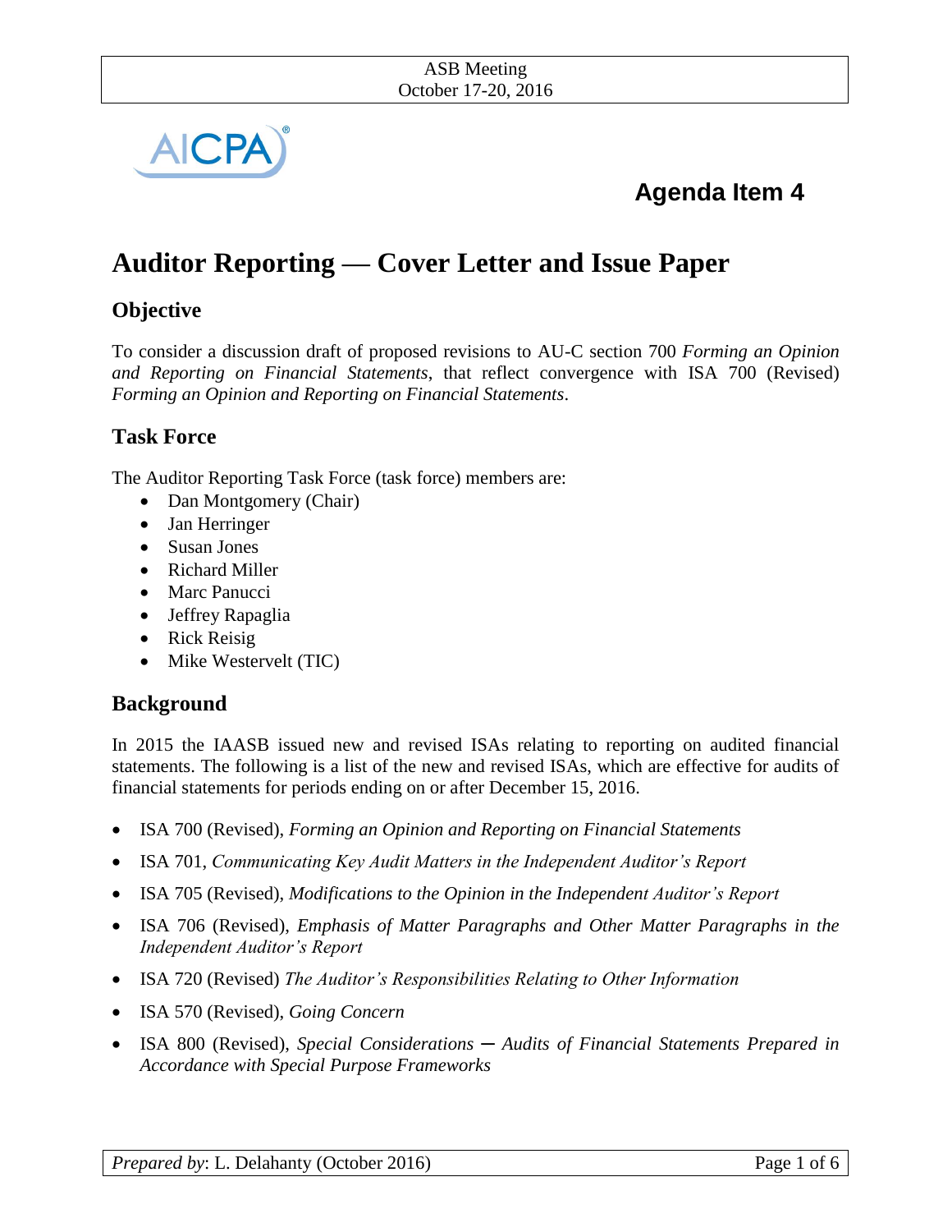ASB Meeting
October 17-20, 2016

**Agenda Item 4**

# Auditor Reporting — Cover Letter and Issue Paper

## Objective

To consider a discussion draft of proposed revisions to AU-C section 700 *Forming an Opinion and Reporting on Financial Statements*, that reflect convergence with ISA 700 (Revised) *Forming an Opinion and Reporting on Financial Statements*.

## Task Force

The Auditor Reporting Task Force (task force) members are:

- Dan Montgomery (Chair)
- Jan Herringer
- Susan Jones
- Richard Miller
- Marc Panucci
- Jeffrey Rapaglia
- Rick Reisig
- Mike Westervelt (TIC)

## Background

In 2015 the IAASB issued new and revised ISAs relating to reporting on audited financial statements. The following is a list of the new and revised ISAs, which are effective for audits of financial statements for periods ending on or after December 15, 2016.

- ISA 700 (Revised), *Forming an Opinion and Reporting on Financial Statements*
- ISA 701, *Communicating Key Audit Matters in the Independent Auditor's Report*
- ISA 705 (Revised), *Modifications to the Opinion in the Independent Auditor's Report*
- ISA 706 (Revised), *Emphasis of Matter Paragraphs and Other Matter Paragraphs in the Independent Auditor's Report*
- ISA 720 (Revised) *The Auditor's Responsibilities Relating to Other Information*
- ISA 570 (Revised), *Going Concern*
- ISA 800 (Revised), *Special Considerations ─ Audits of Financial Statements Prepared in Accordance with Special Purpose Frameworks*

*Prepared by*: L. Delahanty (October 2016)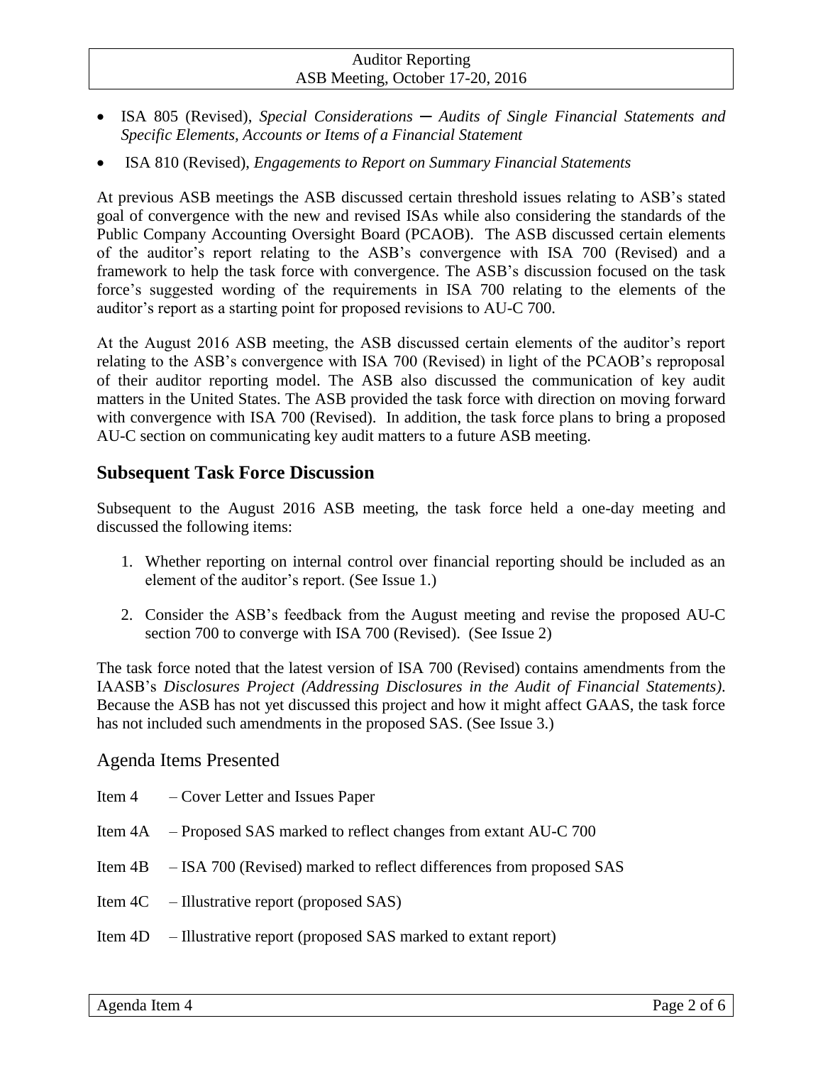- ISA 805 (Revised), *Special Considerations ─ Audits of Single Financial Statements and Specific Elements, Accounts or Items of a Financial Statement*
- ISA 810 (Revised), *Engagements to Report on Summary Financial Statements*

At previous ASB meetings the ASB discussed certain threshold issues relating to ASB's stated goal of convergence with the new and revised ISAs while also considering the standards of the Public Company Accounting Oversight Board (PCAOB). The ASB discussed certain elements of the auditor's report relating to the ASB's convergence with ISA 700 (Revised) and a framework to help the task force with convergence. The ASB's discussion focused on the task force's suggested wording of the requirements in ISA 700 relating to the elements of the auditor's report as a starting point for proposed revisions to AU-C 700.

At the August 2016 ASB meeting, the ASB discussed certain elements of the auditor's report relating to the ASB's convergence with ISA 700 (Revised) in light of the PCAOB's reproposal of their auditor reporting model. The ASB also discussed the communication of key audit matters in the United States. The ASB provided the task force with direction on moving forward with convergence with ISA 700 (Revised). In addition, the task force plans to bring a proposed AU-C section on communicating key audit matters to a future ASB meeting.

## Subsequent Task Force Discussion

Subsequent to the August 2016 ASB meeting, the task force held a one-day meeting and discussed the following items:

1. Whether reporting on internal control over financial reporting should be included as an element of the auditor's report. (See Issue 1.)
2. Consider the ASB's feedback from the August meeting and revise the proposed AU-C section 700 to converge with ISA 700 (Revised). (See Issue 2)

The task force noted that the latest version of ISA 700 (Revised) contains amendments from the IAASB's *Disclosures Project (Addressing Disclosures in the Audit of Financial Statements)*. Because the ASB has not yet discussed this project and how it might affect GAAS, the task force has not included such amendments in the proposed SAS. (See Issue 3.)

## Agenda Items Presented

Item 4 – Cover Letter and Issues Paper

Item 4A – Proposed SAS marked to reflect changes from extant AU-C 700

Item 4B – ISA 700 (Revised) marked to reflect differences from proposed SAS

Item 4C – Illustrative report (proposed SAS)

Item 4D – Illustrative report (proposed SAS marked to extant report)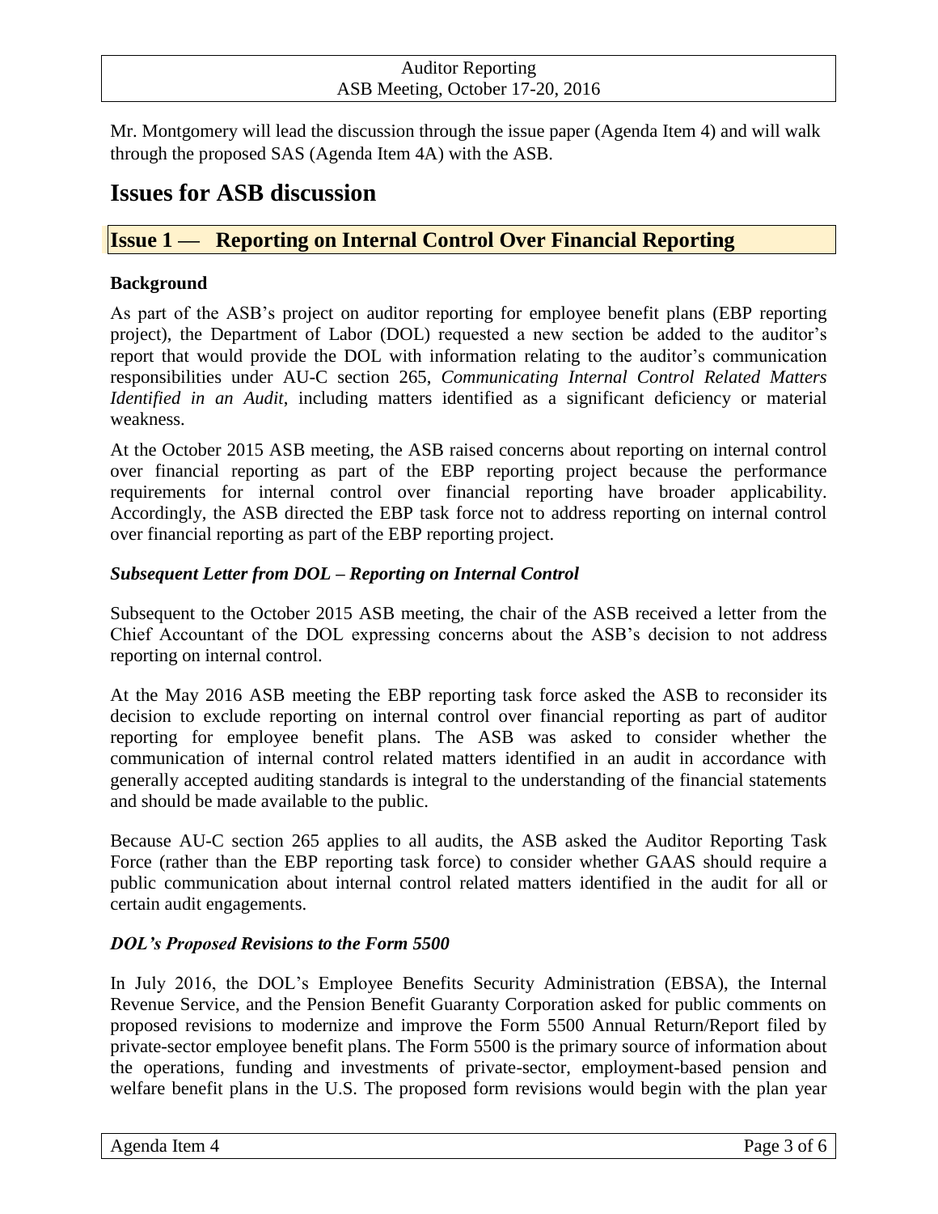Mr. Montgomery will lead the discussion through the issue paper (Agenda Item 4) and will walk through the proposed SAS (Agenda Item 4A) with the ASB.

# Issues for ASB discussion

## Issue 1 — Reporting on Internal Control Over Financial Reporting

### Background

As part of the ASB's project on auditor reporting for employee benefit plans (EBP reporting project), the Department of Labor (DOL) requested a new section be added to the auditor's report that would provide the DOL with information relating to the auditor's communication responsibilities under AU-C section 265, *Communicating Internal Control Related Matters Identified in an Audit*, including matters identified as a significant deficiency or material weakness.

At the October 2015 ASB meeting, the ASB raised concerns about reporting on internal control over financial reporting as part of the EBP reporting project because the performance requirements for internal control over financial reporting have broader applicability. Accordingly, the ASB directed the EBP task force not to address reporting on internal control over financial reporting as part of the EBP reporting project.

### *Subsequent Letter from DOL – Reporting on Internal Control*

Subsequent to the October 2015 ASB meeting, the chair of the ASB received a letter from the Chief Accountant of the DOL expressing concerns about the ASB's decision to not address reporting on internal control.

At the May 2016 ASB meeting the EBP reporting task force asked the ASB to reconsider its decision to exclude reporting on internal control over financial reporting as part of auditor reporting for employee benefit plans. The ASB was asked to consider whether the communication of internal control related matters identified in an audit in accordance with generally accepted auditing standards is integral to the understanding of the financial statements and should be made available to the public.

Because AU-C section 265 applies to all audits, the ASB asked the Auditor Reporting Task Force (rather than the EBP reporting task force) to consider whether GAAS should require a public communication about internal control related matters identified in the audit for all or certain audit engagements.

### *DOL's Proposed Revisions to the Form 5500*

In July 2016, the DOL's Employee Benefits Security Administration (EBSA), the Internal Revenue Service, and the Pension Benefit Guaranty Corporation asked for public comments on proposed revisions to modernize and improve the Form 5500 Annual Return/Report filed by private-sector employee benefit plans. The Form 5500 is the primary source of information about the operations, funding and investments of private-sector, employment-based pension and welfare benefit plans in the U.S. The proposed form revisions would begin with the plan year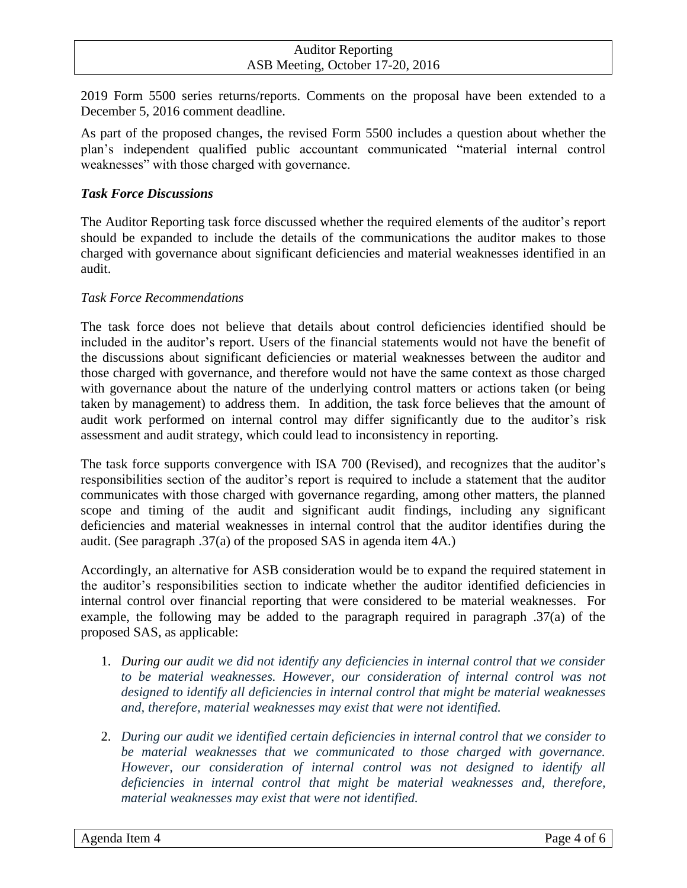2019 Form 5500 series returns/reports. Comments on the proposal have been extended to a December 5, 2016 comment deadline.

As part of the proposed changes, the revised Form 5500 includes a question about whether the plan's independent qualified public accountant communicated "material internal control weaknesses" with those charged with governance.

### *Task Force Discussions*

The Auditor Reporting task force discussed whether the required elements of the auditor's report should be expanded to include the details of the communications the auditor makes to those charged with governance about significant deficiencies and material weaknesses identified in an audit.

#### *Task Force Recommendations*

The task force does not believe that details about control deficiencies identified should be included in the auditor's report. Users of the financial statements would not have the benefit of the discussions about significant deficiencies or material weaknesses between the auditor and those charged with governance, and therefore would not have the same context as those charged with governance about the nature of the underlying control matters or actions taken (or being taken by management) to address them. In addition, the task force believes that the amount of audit work performed on internal control may differ significantly due to the auditor's risk assessment and audit strategy, which could lead to inconsistency in reporting.

The task force supports convergence with ISA 700 (Revised), and recognizes that the auditor's responsibilities section of the auditor's report is required to include a statement that the auditor communicates with those charged with governance regarding, among other matters, the planned scope and timing of the audit and significant audit findings, including any significant deficiencies and material weaknesses in internal control that the auditor identifies during the audit. (See paragraph .37(a) of the proposed SAS in agenda item 4A.)

Accordingly, an alternative for ASB consideration would be to expand the required statement in the auditor's responsibilities section to indicate whether the auditor identified deficiencies in internal control over financial reporting that were considered to be material weaknesses. For example, the following may be added to the paragraph required in paragraph .37(a) of the proposed SAS, as applicable:

1. *During our audit we did not identify any deficiencies in internal control that we consider to be material weaknesses. However, our consideration of internal control was not designed to identify all deficiencies in internal control that might be material weaknesses and, therefore, material weaknesses may exist that were not identified.*
2. *During our audit we identified certain deficiencies in internal control that we consider to be material weaknesses that we communicated to those charged with governance. However, our consideration of internal control was not designed to identify all deficiencies in internal control that might be material weaknesses and, therefore, material weaknesses may exist that were not identified.*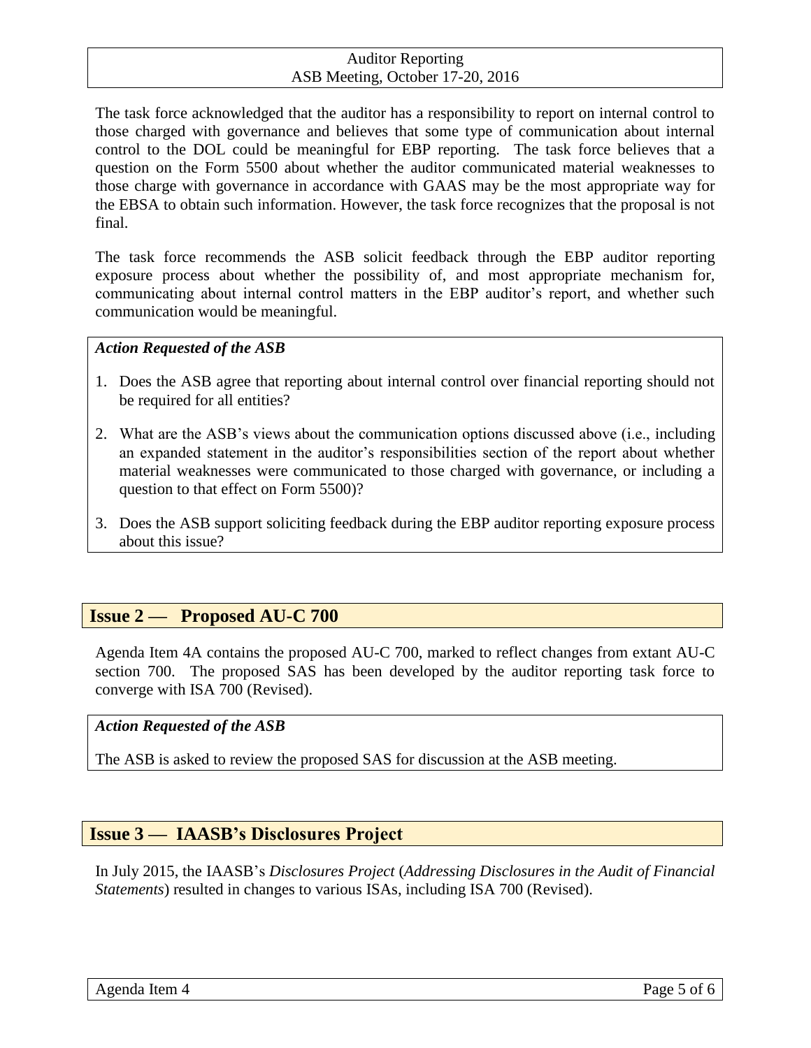The task force acknowledged that the auditor has a responsibility to report on internal control to those charged with governance and believes that some type of communication about internal control to the DOL could be meaningful for EBP reporting. The task force believes that a question on the Form 5500 about whether the auditor communicated material weaknesses to those charge with governance in accordance with GAAS may be the most appropriate way for the EBSA to obtain such information. However, the task force recognizes that the proposal is not final.

The task force recommends the ASB solicit feedback through the EBP auditor reporting exposure process about whether the possibility of, and most appropriate mechanism for, communicating about internal control matters in the EBP auditor's report, and whether such communication would be meaningful.

***Action Requested of the ASB***

1. Does the ASB agree that reporting about internal control over financial reporting should not be required for all entities?
2. What are the ASB's views about the communication options discussed above (i.e., including an expanded statement in the auditor's responsibilities section of the report about whether material weaknesses were communicated to those charged with governance, or including a question to that effect on Form 5500)?
3. Does the ASB support soliciting feedback during the EBP auditor reporting exposure process about this issue?

## Issue 2 — Proposed AU-C 700

Agenda Item 4A contains the proposed AU-C 700, marked to reflect changes from extant AU-C section 700. The proposed SAS has been developed by the auditor reporting task force to converge with ISA 700 (Revised).

***Action Requested of the ASB***

The ASB is asked to review the proposed SAS for discussion at the ASB meeting.

## Issue 3 — IAASB's Disclosures Project

In July 2015, the IAASB's *Disclosures Project* (*Addressing Disclosures in the Audit of Financial Statements*) resulted in changes to various ISAs, including ISA 700 (Revised).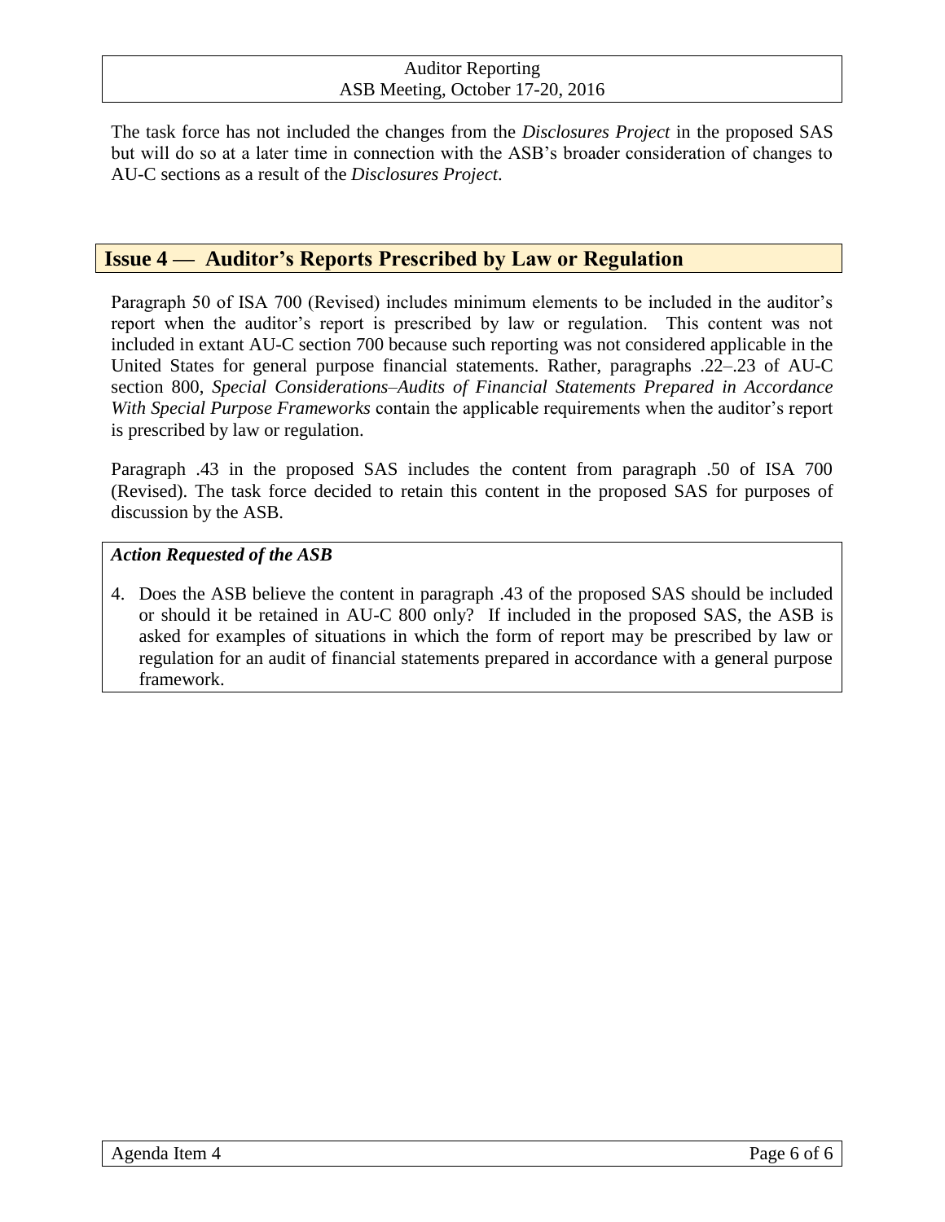The task force has not included the changes from the *Disclosures Project* in the proposed SAS but will do so at a later time in connection with the ASB's broader consideration of changes to AU-C sections as a result of the *Disclosures Project*.

## Issue 4 — Auditor's Reports Prescribed by Law or Regulation

Paragraph 50 of ISA 700 (Revised) includes minimum elements to be included in the auditor's report when the auditor's report is prescribed by law or regulation. This content was not included in extant AU-C section 700 because such reporting was not considered applicable in the United States for general purpose financial statements. Rather, paragraphs .22–.23 of AU-C section 800, *Special Considerations–Audits of Financial Statements Prepared in Accordance With Special Purpose Frameworks* contain the applicable requirements when the auditor's report is prescribed by law or regulation.

Paragraph .43 in the proposed SAS includes the content from paragraph .50 of ISA 700 (Revised). The task force decided to retain this content in the proposed SAS for purposes of discussion by the ASB.

***Action Requested of the ASB***

4. Does the ASB believe the content in paragraph .43 of the proposed SAS should be included or should it be retained in AU-C 800 only? If included in the proposed SAS, the ASB is asked for examples of situations in which the form of report may be prescribed by law or regulation for an audit of financial statements prepared in accordance with a general purpose framework.